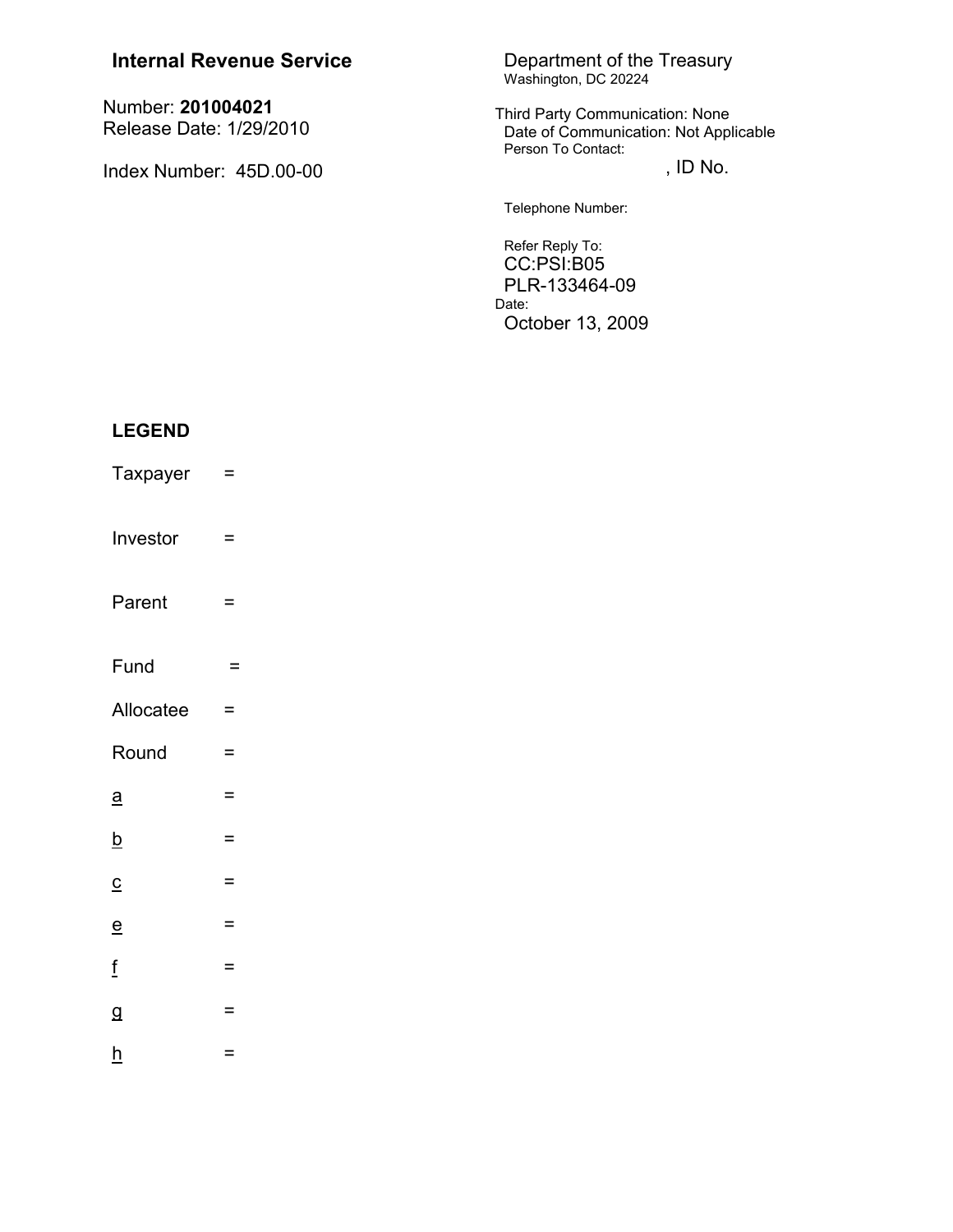**Internal Revenue Service**

Number: **201004021**
Release Date: 1/29/2010

Index Number: 45D.00-00

Department of the Treasury
Washington, DC 20224

Third Party Communication: None
Date of Communication: Not Applicable
Person To Contact:
, ID No.

Telephone Number:

Refer Reply To:
CC:PSI:B05
PLR-133464-09
Date:
October 13, 2009

**LEGEND**

Taxpayer =

Investor =

Parent =

Fund =

Allocatee =

Round =

a =

b =

c =

e =

f =

g =

h =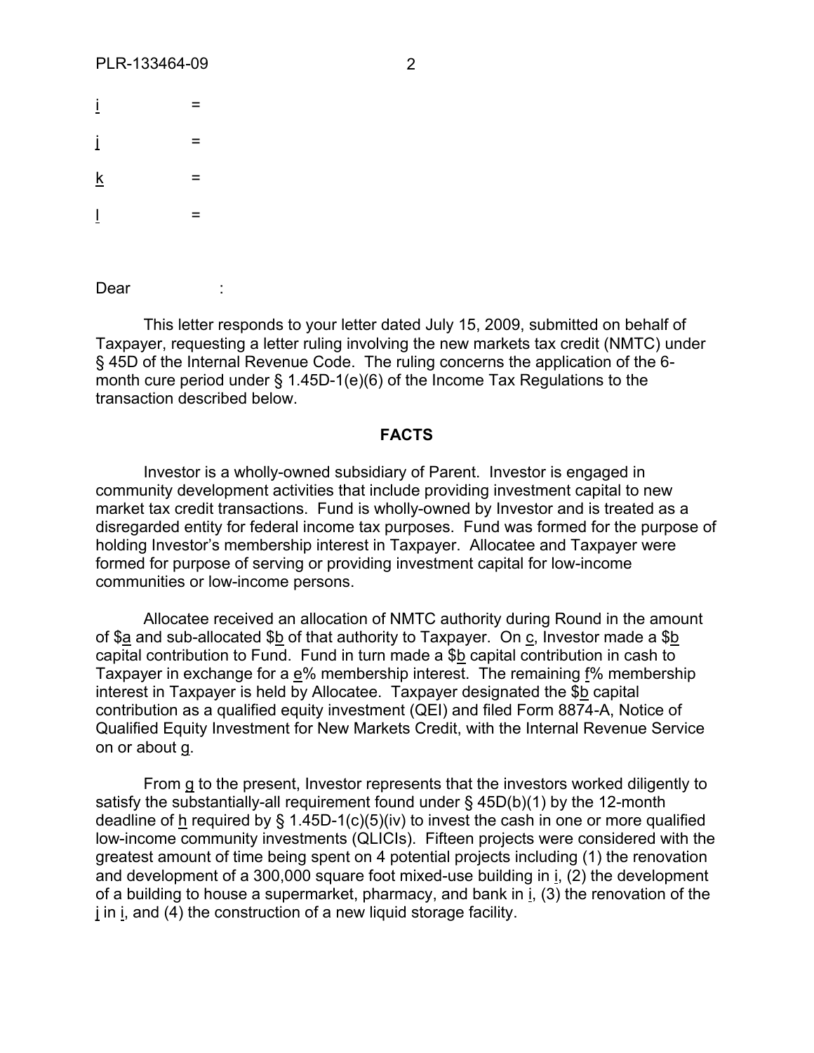i =

j =

k =

l =

Dear :

This letter responds to your letter dated July 15, 2009, submitted on behalf of Taxpayer, requesting a letter ruling involving the new markets tax credit (NMTC) under § 45D of the Internal Revenue Code. The ruling concerns the application of the 6-month cure period under § 1.45D-1(e)(6) of the Income Tax Regulations to the transaction described below.

**FACTS**

Investor is a wholly-owned subsidiary of Parent. Investor is engaged in community development activities that include providing investment capital to new market tax credit transactions. Fund is wholly-owned by Investor and is treated as a disregarded entity for federal income tax purposes. Fund was formed for the purpose of holding Investor's membership interest in Taxpayer. Allocatee and Taxpayer were formed for purpose of serving or providing investment capital for low-income communities or low-income persons.

Allocatee received an allocation of NMTC authority during Round in the amount of $a and sub-allocated $b of that authority to Taxpayer. On c, Investor made a $b capital contribution to Fund. Fund in turn made a $b capital contribution in cash to Taxpayer in exchange for a e% membership interest. The remaining f% membership interest in Taxpayer is held by Allocatee. Taxpayer designated the $b capital contribution as a qualified equity investment (QEI) and filed Form 8874-A, Notice of Qualified Equity Investment for New Markets Credit, with the Internal Revenue Service on or about g.

From g to the present, Investor represents that the investors worked diligently to satisfy the substantially-all requirement found under § 45D(b)(1) by the 12-month deadline of h required by § 1.45D-1(c)(5)(iv) to invest the cash in one or more qualified low-income community investments (QLICIs). Fifteen projects were considered with the greatest amount of time being spent on 4 potential projects including (1) the renovation and development of a 300,000 square foot mixed-use building in i, (2) the development of a building to house a supermarket, pharmacy, and bank in i, (3) the renovation of the j in i, and (4) the construction of a new liquid storage facility.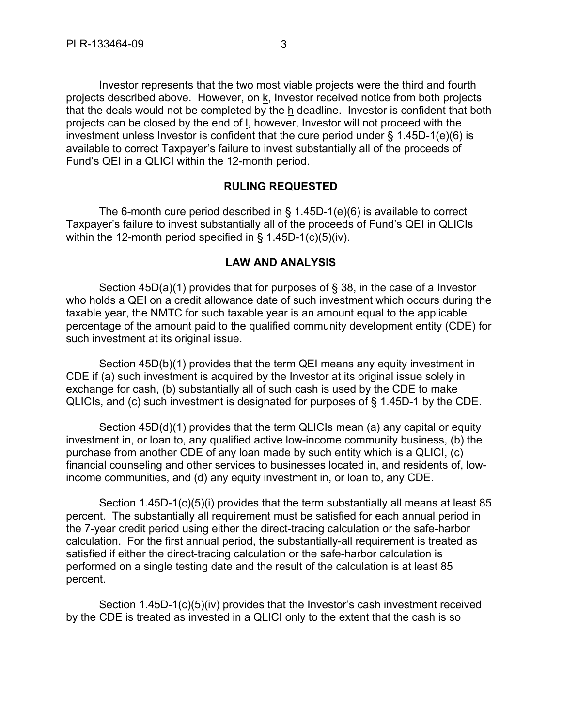Investor represents that the two most viable projects were the third and fourth projects described above. However, on k, Investor received notice from both projects that the deals would not be completed by the h deadline. Investor is confident that both projects can be closed by the end of l, however, Investor will not proceed with the investment unless Investor is confident that the cure period under § 1.45D-1(e)(6) is available to correct Taxpayer's failure to invest substantially all of the proceeds of Fund's QEI in a QLICI within the 12-month period.

## RULING REQUESTED

The 6-month cure period described in § 1.45D-1(e)(6) is available to correct Taxpayer's failure to invest substantially all of the proceeds of Fund's QEI in QLICIs within the 12-month period specified in § 1.45D-1(c)(5)(iv).

## LAW AND ANALYSIS

Section 45D(a)(1) provides that for purposes of § 38, in the case of a Investor who holds a QEI on a credit allowance date of such investment which occurs during the taxable year, the NMTC for such taxable year is an amount equal to the applicable percentage of the amount paid to the qualified community development entity (CDE) for such investment at its original issue.

Section 45D(b)(1) provides that the term QEI means any equity investment in CDE if (a) such investment is acquired by the Investor at its original issue solely in exchange for cash, (b) substantially all of such cash is used by the CDE to make QLICIs, and (c) such investment is designated for purposes of § 1.45D-1 by the CDE.

Section 45D(d)(1) provides that the term QLICIs mean (a) any capital or equity investment in, or loan to, any qualified active low-income community business, (b) the purchase from another CDE of any loan made by such entity which is a QLICI, (c) financial counseling and other services to businesses located in, and residents of, low-income communities, and (d) any equity investment in, or loan to, any CDE.

Section 1.45D-1(c)(5)(i) provides that the term substantially all means at least 85 percent. The substantially all requirement must be satisfied for each annual period in the 7-year credit period using either the direct-tracing calculation or the safe-harbor calculation. For the first annual period, the substantially-all requirement is treated as satisfied if either the direct-tracing calculation or the safe-harbor calculation is performed on a single testing date and the result of the calculation is at least 85 percent.

Section 1.45D-1(c)(5)(iv) provides that the Investor's cash investment received by the CDE is treated as invested in a QLICI only to the extent that the cash is so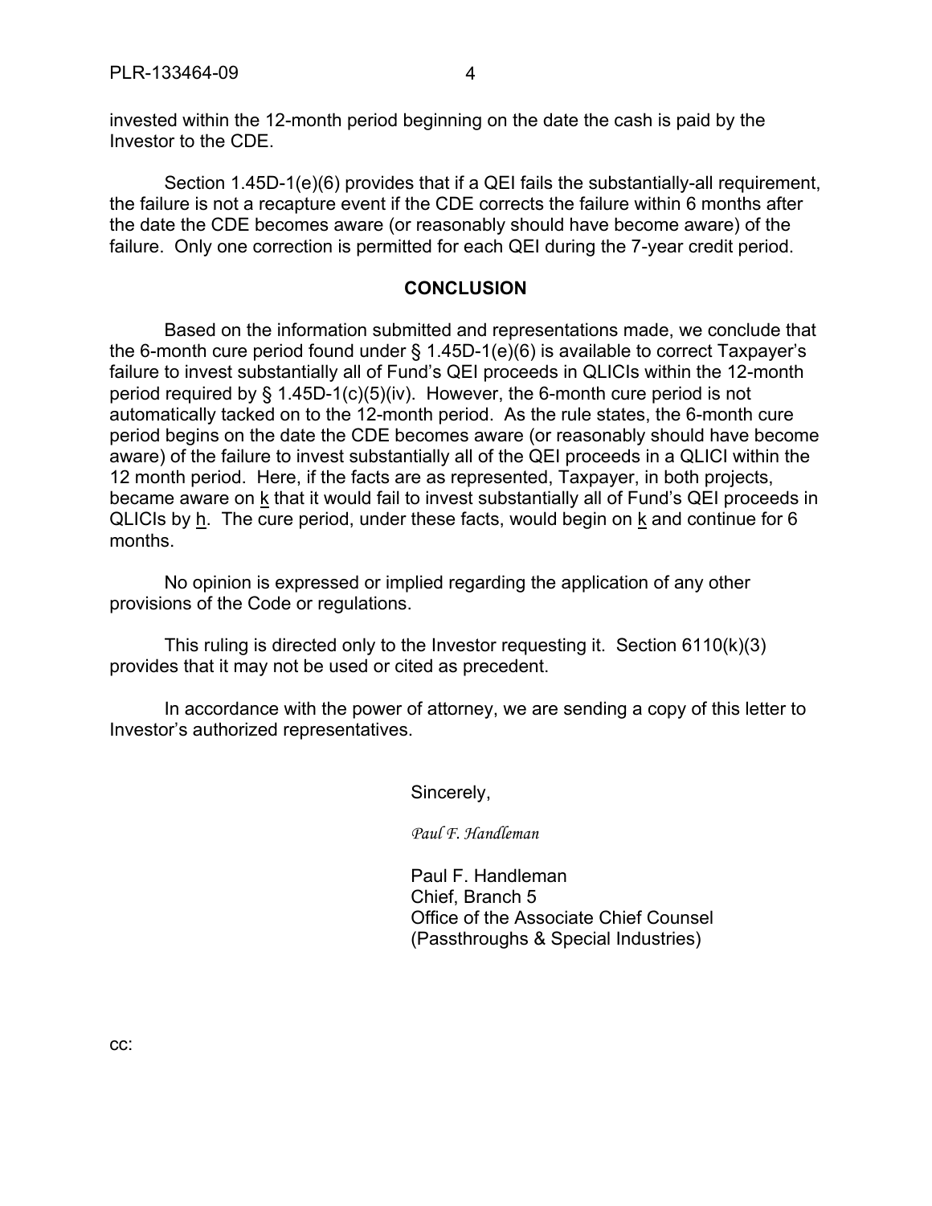invested within the 12-month period beginning on the date the cash is paid by the Investor to the CDE.

Section 1.45D-1(e)(6) provides that if a QEI fails the substantially-all requirement, the failure is not a recapture event if the CDE corrects the failure within 6 months after the date the CDE becomes aware (or reasonably should have become aware) of the failure. Only one correction is permitted for each QEI during the 7-year credit period.

## CONCLUSION

Based on the information submitted and representations made, we conclude that the 6-month cure period found under § 1.45D-1(e)(6) is available to correct Taxpayer's failure to invest substantially all of Fund's QEI proceeds in QLICIs within the 12-month period required by § 1.45D-1(c)(5)(iv). However, the 6-month cure period is not automatically tacked on to the 12-month period. As the rule states, the 6-month cure period begins on the date the CDE becomes aware (or reasonably should have become aware) of the failure to invest substantially all of the QEI proceeds in a QLICI within the 12 month period. Here, if the facts are as represented, Taxpayer, in both projects, became aware on k that it would fail to invest substantially all of Fund's QEI proceeds in QLICIs by h. The cure period, under these facts, would begin on k and continue for 6 months.

No opinion is expressed or implied regarding the application of any other provisions of the Code or regulations.

This ruling is directed only to the Investor requesting it. Section 6110(k)(3) provides that it may not be used or cited as precedent.

In accordance with the power of attorney, we are sending a copy of this letter to Investor's authorized representatives.

Sincerely,

*Paul F. Handleman*

Paul F. Handleman
Chief, Branch 5
Office of the Associate Chief Counsel
(Passthroughs & Special Industries)

cc: